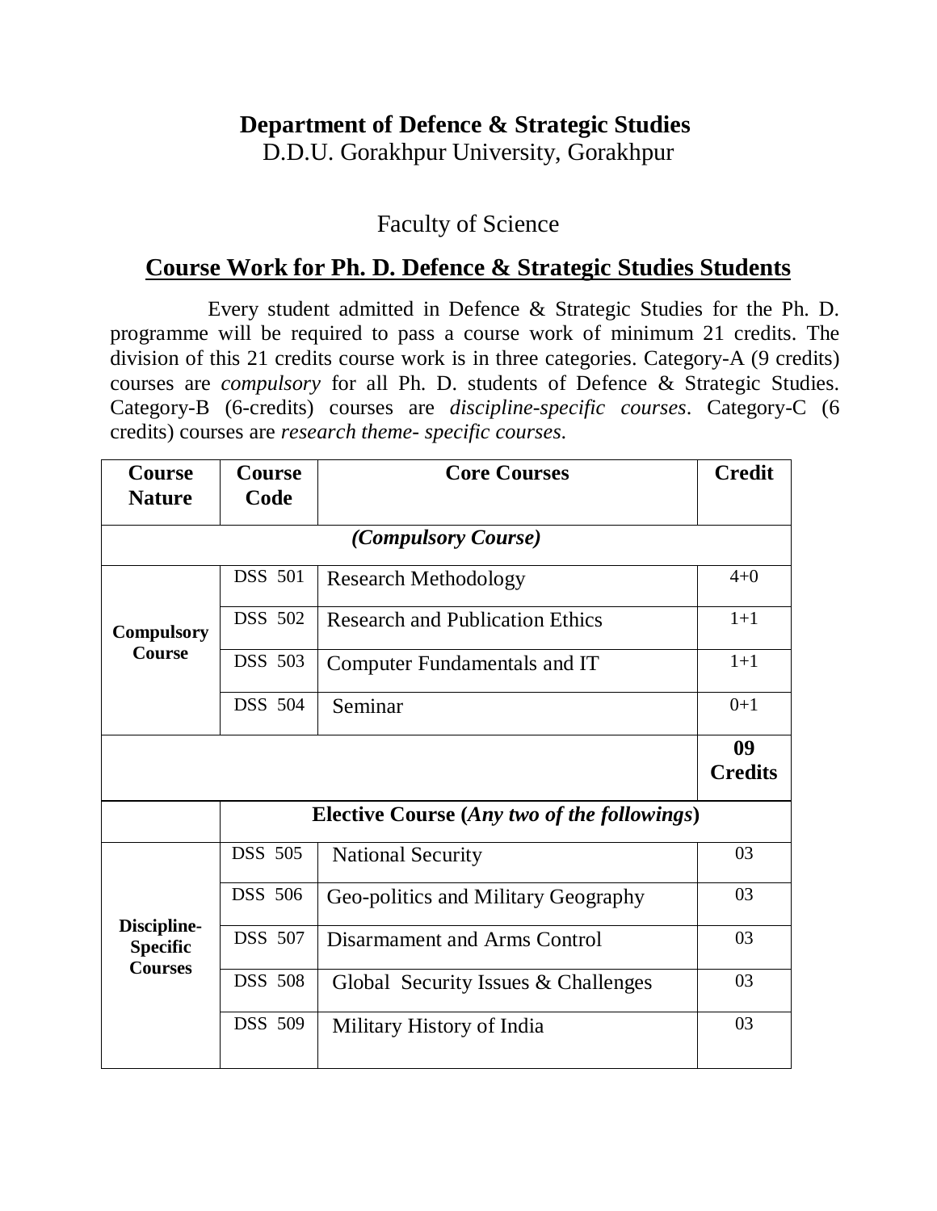# Department of Defence & Strategic Studies

D.D.U. Gorakhpur University, Gorakhpur

Faculty of Science

## Course Work for Ph. D. Defence & Strategic Studies Students

Every student admitted in Defence & Strategic Studies for the Ph. D. programme will be required to pass a course work of minimum 21 credits. The division of this 21 credits course work is in three categories. Category-A (9 credits) courses are *compulsory* for all Ph. D. students of Defence & Strategic Studies. Category-B (6-credits) courses are *discipline-specific courses*. Category-C (6 credits) courses are *research theme- specific courses*.

| Course Nature | Course Code | Core Courses | Credit |
|---|---|---|---|
| | | ***(Compulsory Course)*** | |
| **Compulsory Course** | DSS 501 | Research Methodology | 4+0 |
| | DSS 502 | Research and Publication Ethics | 1+1 |
| | DSS 503 | Computer Fundamentals and IT | 1+1 |
| | DSS 504 | Seminar | 0+1 |
| | | | **09 Credits** |
| | | **Elective Course (*Any two of the followings*)** | |
| **Discipline-Specific Courses** | DSS 505 | National Security | 03 |
| | DSS 506 | Geo-politics and Military Geography | 03 |
| | DSS 507 | Disarmament and Arms Control | 03 |
| | DSS 508 | Global Security Issues & Challenges | 03 |
| | DSS 509 | Military History of India | 03 |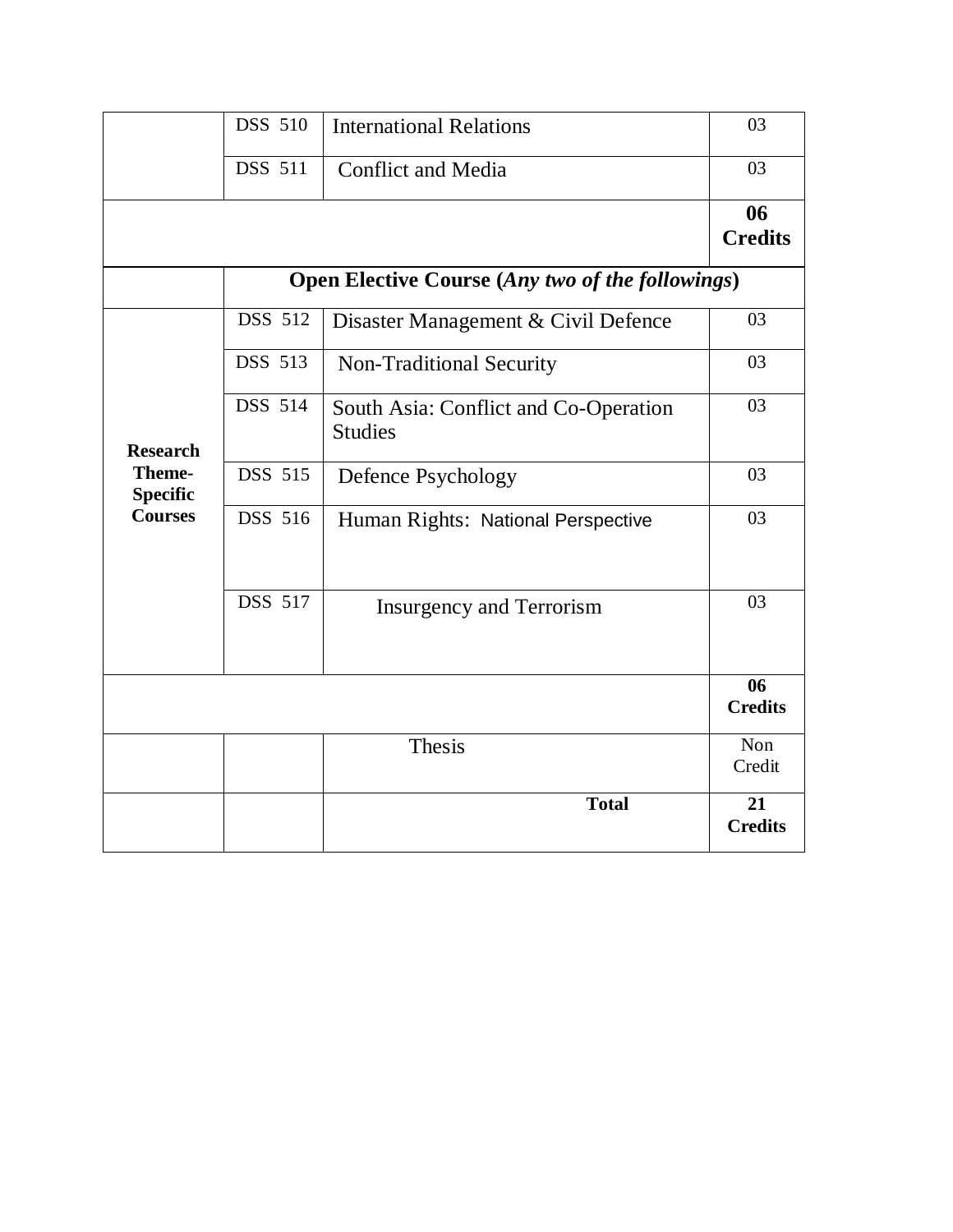|  |  |  |  |
|---|---|---|---|
|  | DSS 510 | International Relations | 03 |
|  | DSS 511 | Conflict and Media | 03 |
|  |  |  | **06 Credits** |
|  | **Open Elective Course (*Any two of the followings*)** |  |  |
| **Research Theme-Specific Courses** | DSS 512 | Disaster Management & Civil Defence | 03 |
|  | DSS 513 | Non-Traditional Security | 03 |
|  | DSS 514 | South Asia: Conflict and Co-Operation Studies | 03 |
|  | DSS 515 | Defence Psychology | 03 |
|  | DSS 516 | Human Rights: National Perspective | 03 |
|  | DSS 517 | Insurgency and Terrorism | 03 |
|  |  |  | **06 Credits** |
|  |  | Thesis | Non Credit |
|  |  | **Total** | **21 Credits** |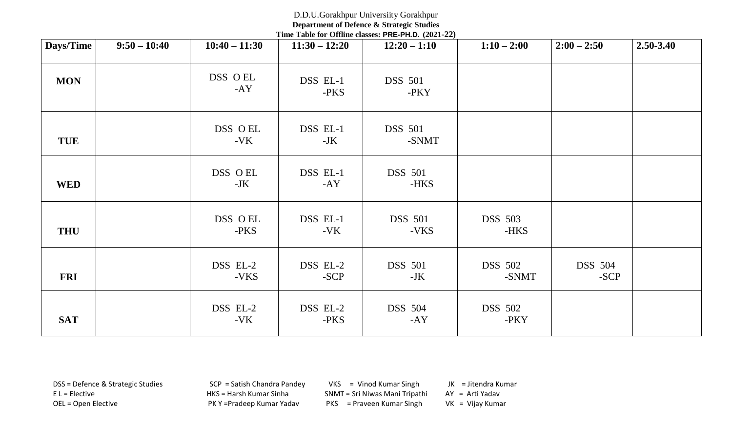D.D.U.Gorakhpur Universiity Gorakhpur

**Department of Defence & Strategic Studies**

**Time Table for Offline classes: PRE-PH.D. (2021-22)**

| Days/Time | 9:50 – 10:40 | 10:40 – 11:30 | 11:30 – 12:20 | 12:20 – 1:10 | 1:10 – 2:00 | 2:00 – 2:50 | 2.50-3.40 |
|---|---|---|---|---|---|---|---|
| **MON** | | DSS O EL -AY | DSS EL-1 -PKS | DSS 501 -PKY | | | |
| **TUE** | | DSS O EL -VK | DSS EL-1 -JK | DSS 501 -SNMT | | | |
| **WED** | | DSS O EL -JK | DSS EL-1 -AY | DSS 501 -HKS | | | |
| **THU** | | DSS O EL -PKS | DSS EL-1 -VK | DSS 501 -VKS | DSS 503 -HKS | | |
| **FRI** | | DSS EL-2 -VKS | DSS EL-2 -SCP | DSS 501 -JK | DSS 502 -SNMT | DSS 504 -SCP | |
| **SAT** | | DSS EL-2 -VK | DSS EL-2 -PKS | DSS 504 -AY | DSS 502 -PKY | | |

DSS = Defence & Strategic Studies
E L = Elective
OEL = Open Elective

SCP = Satish Chandra Pandey
HKS = Harsh Kumar Sinha
PK Y =Pradeep Kumar Yadav

VKS = Vinod Kumar Singh
SNMT = Sri Niwas Mani Tripathi
PKS = Praveen Kumar Singh

JK = Jitendra Kumar
AY = Arti Yadav
VK = Vijay Kumar